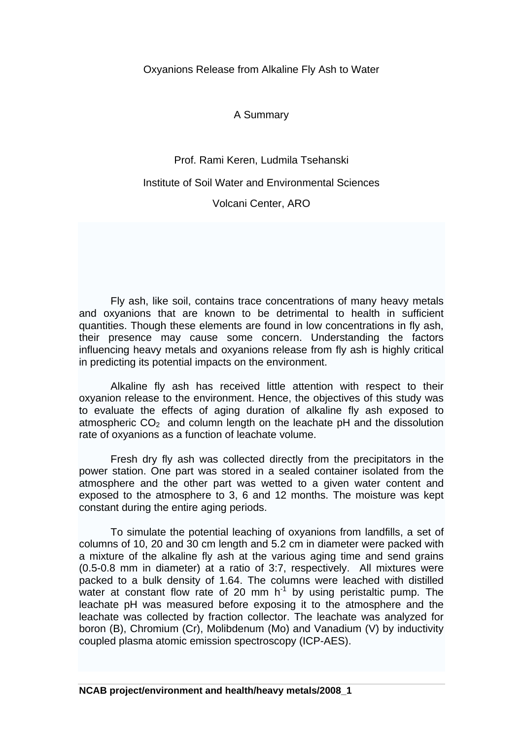# Oxyanions Release from Alkaline Fly Ash to Water

## A Summary

Prof. Rami Keren, Ludmila Tsehanski

Institute of Soil Water and Environmental Sciences

Volcani Center, ARO

Fly ash, like soil, contains trace concentrations of many heavy metals and oxyanions that are known to be detrimental to health in sufficient quantities. Though these elements are found in low concentrations in fly ash, their presence may cause some concern. Understanding the factors influencing heavy metals and oxyanions release from fly ash is highly critical in predicting its potential impacts on the environment.

Alkaline fly ash has received little attention with respect to their oxyanion release to the environment. Hence, the objectives of this study was to evaluate the effects of aging duration of alkaline fly ash exposed to atmospheric $CO_2$ and column length on the leachate pH and the dissolution rate of oxyanions as a function of leachate volume.

Fresh dry fly ash was collected directly from the precipitators in the power station. One part was stored in a sealed container isolated from the atmosphere and the other part was wetted to a given water content and exposed to the atmosphere to 3, 6 and 12 months. The moisture was kept constant during the entire aging periods.

To simulate the potential leaching of oxyanions from landfills, a set of columns of 10, 20 and 30 cm length and 5.2 cm in diameter were packed with a mixture of the alkaline fly ash at the various aging time and send grains (0.5-0.8 mm in diameter) at a ratio of 3:7, respectively. All mixtures were packed to a bulk density of 1.64. The columns were leached with distilled water at constant flow rate of 20 mm $h^{-1}$ by using peristaltic pump. The leachate pH was measured before exposing it to the atmosphere and the leachate was collected by fraction collector. The leachate was analyzed for boron (B), Chromium (Cr), Molibdenum (Mo) and Vanadium (V) by inductivity coupled plasma atomic emission spectroscopy (ICP-AES).

**NCAB project/environment and health/heavy metals/2008_1**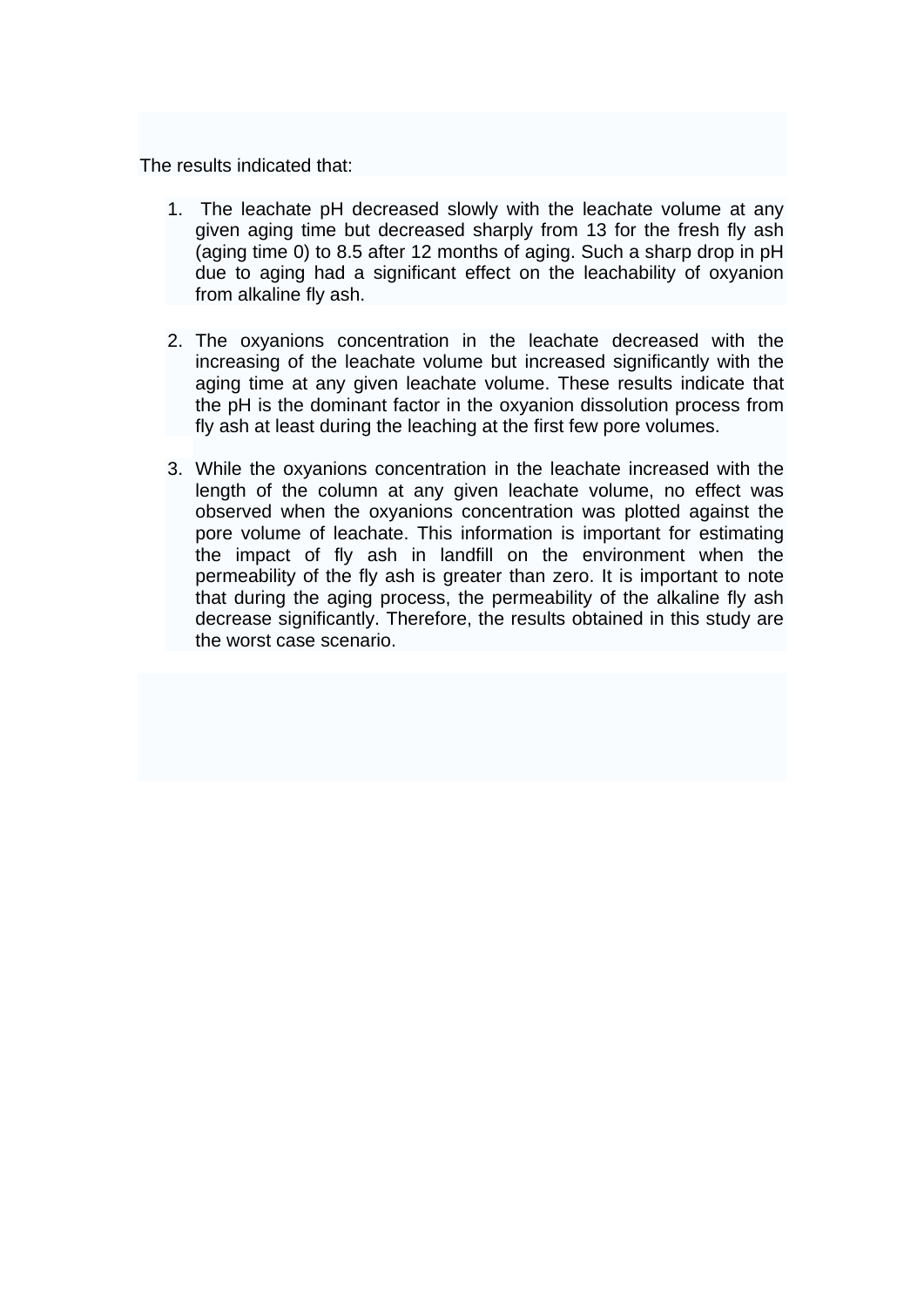The results indicated that:

1. The leachate pH decreased slowly with the leachate volume at any given aging time but decreased sharply from 13 for the fresh fly ash (aging time 0) to 8.5 after 12 months of aging. Such a sharp drop in pH due to aging had a significant effect on the leachability of oxyanion from alkaline fly ash.

2. The oxyanions concentration in the leachate decreased with the increasing of the leachate volume but increased significantly with the aging time at any given leachate volume. These results indicate that the pH is the dominant factor in the oxyanion dissolution process from fly ash at least during the leaching at the first few pore volumes.

3. While the oxyanions concentration in the leachate increased with the length of the column at any given leachate volume, no effect was observed when the oxyanions concentration was plotted against the pore volume of leachate. This information is important for estimating the impact of fly ash in landfill on the environment when the permeability of the fly ash is greater than zero. It is important to note that during the aging process, the permeability of the alkaline fly ash decrease significantly. Therefore, the results obtained in this study are the worst case scenario.